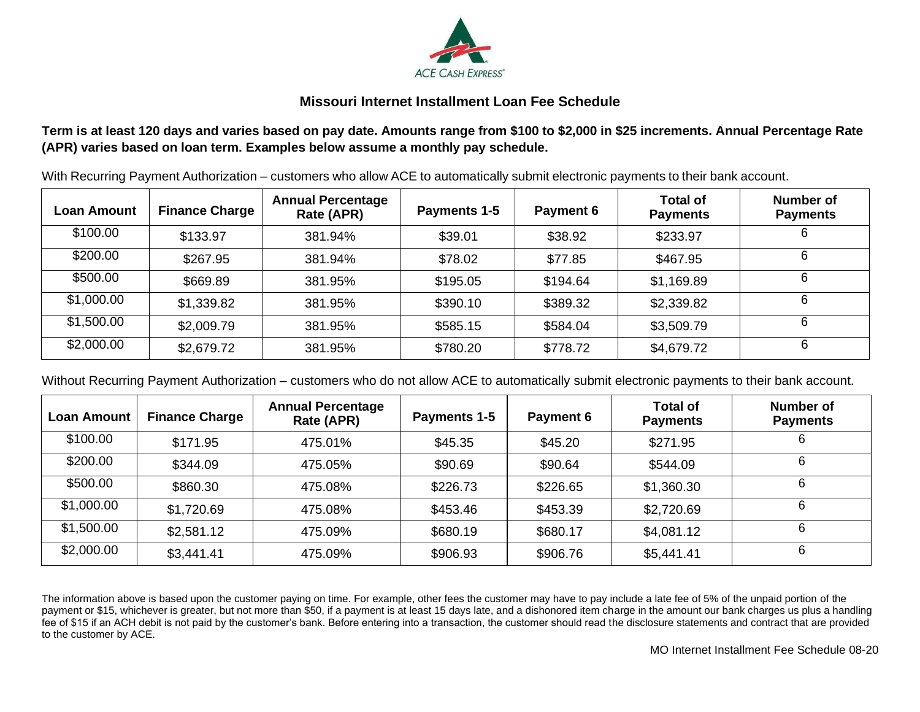ACE CASH EXPRESS®

## Missouri Internet Installment Loan Fee Schedule

**Term is at least 120 days and varies based on pay date. Amounts range from $100 to $2,000 in $25 increments. Annual Percentage Rate (APR) varies based on loan term. Examples below assume a monthly pay schedule.**

With Recurring Payment Authorization – customers who allow ACE to automatically submit electronic payments to their bank account.

| Loan Amount | Finance Charge | Annual Percentage Rate (APR) | Payments 1-5 | Payment 6 | Total of Payments | Number of Payments |
|---|---|---|---|---|---|---|
| $100.00 | $133.97 | 381.94% | $39.01 | $38.92 | $233.97 | 6 |
| $200.00 | $267.95 | 381.94% | $78.02 | $77.85 | $467.95 | 6 |
| $500.00 | $669.89 | 381.95% | $195.05 | $194.64 | $1,169.89 | 6 |
| $1,000.00 | $1,339.82 | 381.95% | $390.10 | $389.32 | $2,339.82 | 6 |
| $1,500.00 | $2,009.79 | 381.95% | $585.15 | $584.04 | $3,509.79 | 6 |
| $2,000.00 | $2,679.72 | 381.95% | $780.20 | $778.72 | $4,679.72 | 6 |

Without Recurring Payment Authorization – customers who do not allow ACE to automatically submit electronic payments to their bank account.

| Loan Amount | Finance Charge | Annual Percentage Rate (APR) | Payments 1-5 | Payment 6 | Total of Payments | Number of Payments |
|---|---|---|---|---|---|---|
| $100.00 | $171.95 | 475.01% | $45.35 | $45.20 | $271.95 | 6 |
| $200.00 | $344.09 | 475.05% | $90.69 | $90.64 | $544.09 | 6 |
| $500.00 | $860.30 | 475.08% | $226.73 | $226.65 | $1,360.30 | 6 |
| $1,000.00 | $1,720.69 | 475.08% | $453.46 | $453.39 | $2,720.69 | 6 |
| $1,500.00 | $2,581.12 | 475.09% | $680.19 | $680.17 | $4,081.12 | 6 |
| $2,000.00 | $3,441.41 | 475.09% | $906.93 | $906.76 | $5,441.41 | 6 |

The information above is based upon the customer paying on time. For example, other fees the customer may have to pay include a late fee of 5% of the unpaid portion of the payment or $15, whichever is greater, but not more than $50, if a payment is at least 15 days late, and a dishonored item charge in the amount our bank charges us plus a handling fee of $15 if an ACH debit is not paid by the customer's bank. Before entering into a transaction, the customer should read the disclosure statements and contract that are provided to the customer by ACE.

MO Internet Installment Fee Schedule 08-20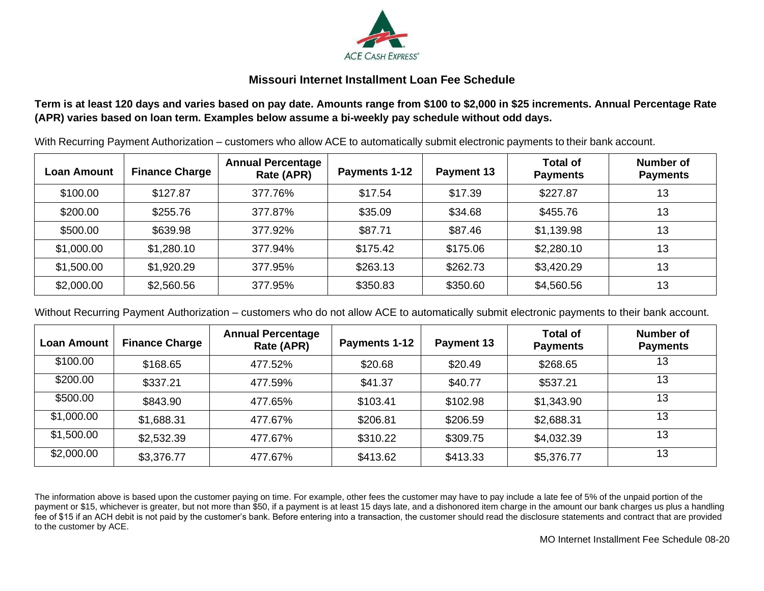ACE CASH EXPRESS®

## Missouri Internet Installment Loan Fee Schedule

**Term is at least 120 days and varies based on pay date. Amounts range from $100 to $2,000 in $25 increments. Annual Percentage Rate (APR) varies based on loan term. Examples below assume a bi-weekly pay schedule without odd days.**

With Recurring Payment Authorization – customers who allow ACE to automatically submit electronic payments to their bank account.

| Loan Amount | Finance Charge | Annual Percentage Rate (APR) | Payments 1-12 | Payment 13 | Total of Payments | Number of Payments |
|---|---|---|---|---|---|---|
| $100.00 | $127.87 | 377.76% | $17.54 | $17.39 | $227.87 | 13 |
| $200.00 | $255.76 | 377.87% | $35.09 | $34.68 | $455.76 | 13 |
| $500.00 | $639.98 | 377.92% | $87.71 | $87.46 | $1,139.98 | 13 |
| $1,000.00 | $1,280.10 | 377.94% | $175.42 | $175.06 | $2,280.10 | 13 |
| $1,500.00 | $1,920.29 | 377.95% | $263.13 | $262.73 | $3,420.29 | 13 |
| $2,000.00 | $2,560.56 | 377.95% | $350.83 | $350.60 | $4,560.56 | 13 |

Without Recurring Payment Authorization – customers who do not allow ACE to automatically submit electronic payments to their bank account.

| Loan Amount | Finance Charge | Annual Percentage Rate (APR) | Payments 1-12 | Payment 13 | Total of Payments | Number of Payments |
|---|---|---|---|---|---|---|
| $100.00 | $168.65 | 477.52% | $20.68 | $20.49 | $268.65 | 13 |
| $200.00 | $337.21 | 477.59% | $41.37 | $40.77 | $537.21 | 13 |
| $500.00 | $843.90 | 477.65% | $103.41 | $102.98 | $1,343.90 | 13 |
| $1,000.00 | $1,688.31 | 477.67% | $206.81 | $206.59 | $2,688.31 | 13 |
| $1,500.00 | $2,532.39 | 477.67% | $310.22 | $309.75 | $4,032.39 | 13 |
| $2,000.00 | $3,376.77 | 477.67% | $413.62 | $413.33 | $5,376.77 | 13 |

The information above is based upon the customer paying on time. For example, other fees the customer may have to pay include a late fee of 5% of the unpaid portion of the payment or $15, whichever is greater, but not more than $50, if a payment is at least 15 days late, and a dishonored item charge in the amount our bank charges us plus a handling fee of $15 if an ACH debit is not paid by the customer's bank. Before entering into a transaction, the customer should read the disclosure statements and contract that are provided to the customer by ACE.

MO Internet Installment Fee Schedule 08-20